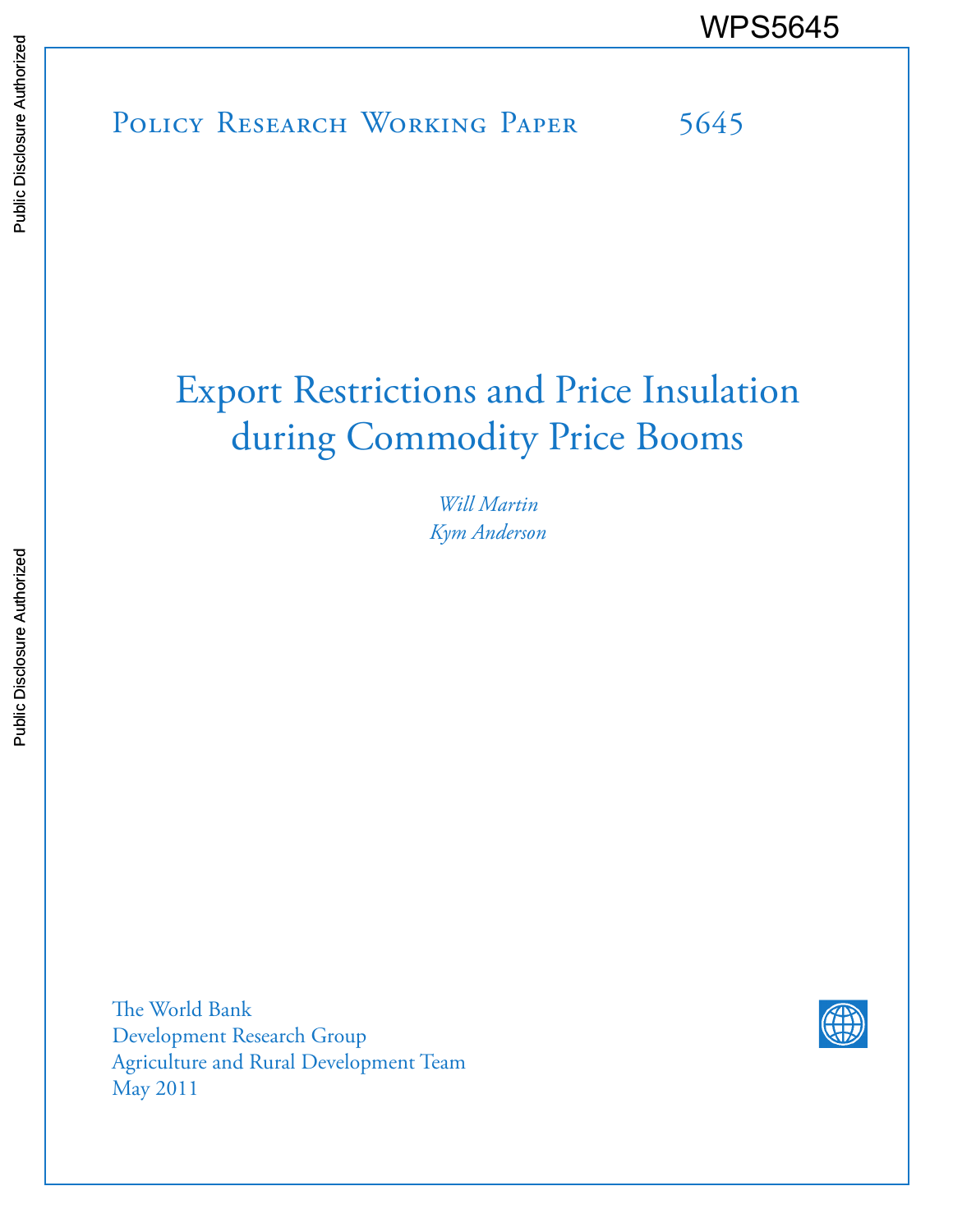WPS5645

Policy Research Working Paper 5645

# Export Restrictions and Price Insulation during Commodity Price Booms

*Will Martin*
*Kym Anderson*

The World Bank
Development Research Group
Agriculture and Rural Development Team
May 2011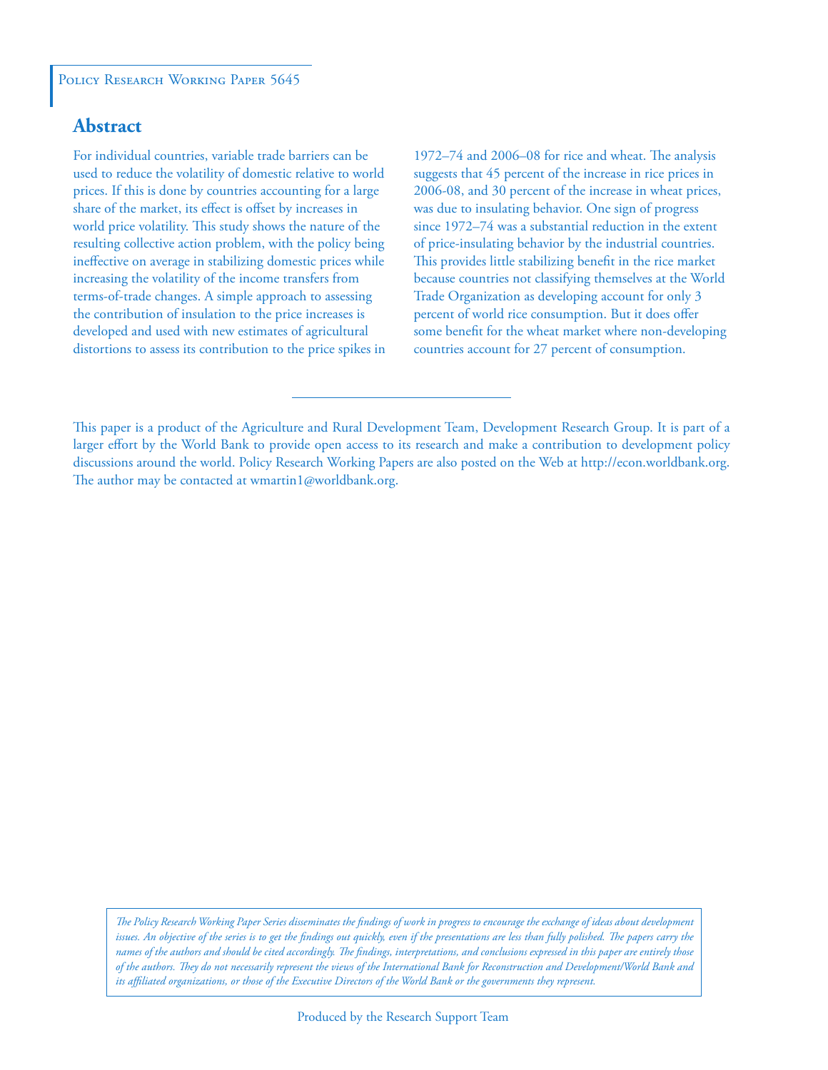Policy Research Working Paper 5645

## Abstract

For individual countries, variable trade barriers can be used to reduce the volatility of domestic relative to world prices. If this is done by countries accounting for a large share of the market, its effect is offset by increases in world price volatility. This study shows the nature of the resulting collective action problem, with the policy being ineffective on average in stabilizing domestic prices while increasing the volatility of the income transfers from terms-of-trade changes. A simple approach to assessing the contribution of insulation to the price increases is developed and used with new estimates of agricultural distortions to assess its contribution to the price spikes in 1972–74 and 2006–08 for rice and wheat. The analysis suggests that 45 percent of the increase in rice prices in 2006-08, and 30 percent of the increase in wheat prices, was due to insulating behavior. One sign of progress since 1972–74 was a substantial reduction in the extent of price-insulating behavior by the industrial countries. This provides little stabilizing benefit in the rice market because countries not classifying themselves at the World Trade Organization as developing account for only 3 percent of world rice consumption. But it does offer some benefit for the wheat market where non-developing countries account for 27 percent of consumption.

This paper is a product of the Agriculture and Rural Development Team, Development Research Group. It is part of a larger effort by the World Bank to provide open access to its research and make a contribution to development policy discussions around the world. Policy Research Working Papers are also posted on the Web at http://econ.worldbank.org. The author may be contacted at wmartin1@worldbank.org.

*The Policy Research Working Paper Series disseminates the findings of work in progress to encourage the exchange of ideas about development issues. An objective of the series is to get the findings out quickly, even if the presentations are less than fully polished. The papers carry the names of the authors and should be cited accordingly. The findings, interpretations, and conclusions expressed in this paper are entirely those of the authors. They do not necessarily represent the views of the International Bank for Reconstruction and Development/World Bank and its affiliated organizations, or those of the Executive Directors of the World Bank or the governments they represent.*

Produced by the Research Support Team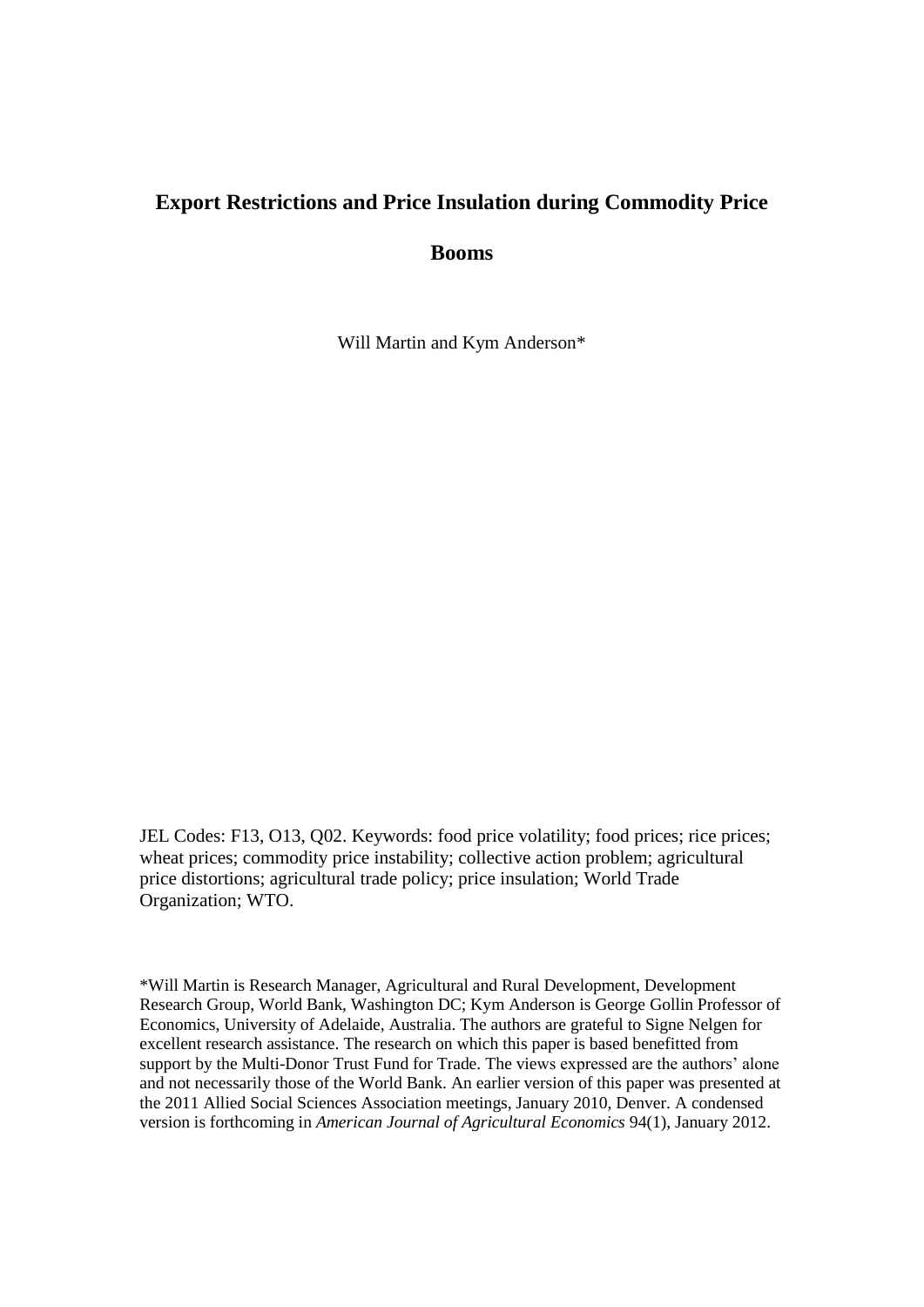# Export Restrictions and Price Insulation during Commodity Price Booms

Will Martin and Kym Anderson*

JEL Codes: F13, O13, Q02. Keywords: food price volatility; food prices; rice prices; wheat prices; commodity price instability; collective action problem; agricultural price distortions; agricultural trade policy; price insulation; World Trade Organization; WTO.

*Will Martin is Research Manager, Agricultural and Rural Development, Development Research Group, World Bank, Washington DC; Kym Anderson is George Gollin Professor of Economics, University of Adelaide, Australia. The authors are grateful to Signe Nelgen for excellent research assistance. The research on which this paper is based benefitted from support by the Multi-Donor Trust Fund for Trade. The views expressed are the authors' alone and not necessarily those of the World Bank. An earlier version of this paper was presented at the 2011 Allied Social Sciences Association meetings, January 2010, Denver. A condensed version is forthcoming in *American Journal of Agricultural Economics* 94(1), January 2012.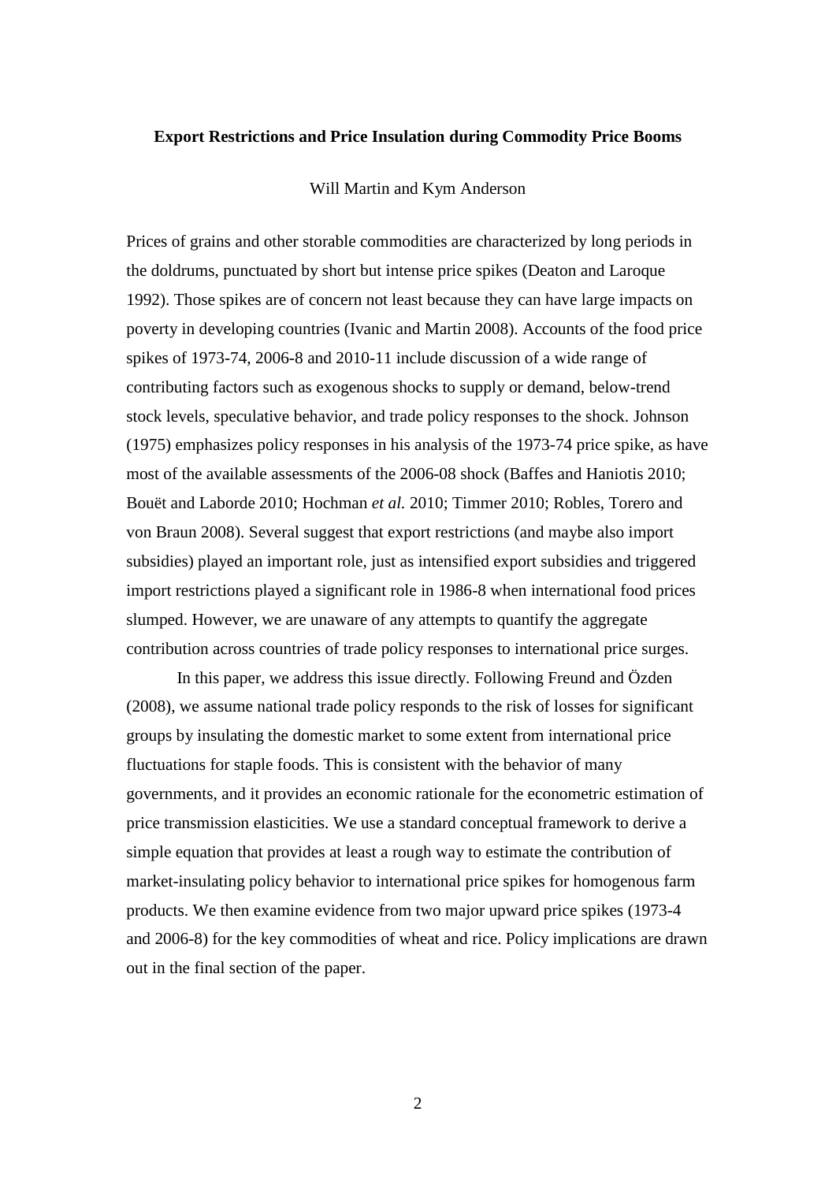**Export Restrictions and Price Insulation during Commodity Price Booms**

Will Martin and Kym Anderson

Prices of grains and other storable commodities are characterized by long periods in the doldrums, punctuated by short but intense price spikes (Deaton and Laroque 1992). Those spikes are of concern not least because they can have large impacts on poverty in developing countries (Ivanic and Martin 2008). Accounts of the food price spikes of 1973-74, 2006-8 and 2010-11 include discussion of a wide range of contributing factors such as exogenous shocks to supply or demand, below-trend stock levels, speculative behavior, and trade policy responses to the shock. Johnson (1975) emphasizes policy responses in his analysis of the 1973-74 price spike, as have most of the available assessments of the 2006-08 shock (Baffes and Haniotis 2010; Bouët and Laborde 2010; Hochman *et al.* 2010; Timmer 2010; Robles, Torero and von Braun 2008). Several suggest that export restrictions (and maybe also import subsidies) played an important role, just as intensified export subsidies and triggered import restrictions played a significant role in 1986-8 when international food prices slumped. However, we are unaware of any attempts to quantify the aggregate contribution across countries of trade policy responses to international price surges.

In this paper, we address this issue directly. Following Freund and Özden (2008), we assume national trade policy responds to the risk of losses for significant groups by insulating the domestic market to some extent from international price fluctuations for staple foods. This is consistent with the behavior of many governments, and it provides an economic rationale for the econometric estimation of price transmission elasticities. We use a standard conceptual framework to derive a simple equation that provides at least a rough way to estimate the contribution of market-insulating policy behavior to international price spikes for homogenous farm products. We then examine evidence from two major upward price spikes (1973-4 and 2006-8) for the key commodities of wheat and rice. Policy implications are drawn out in the final section of the paper.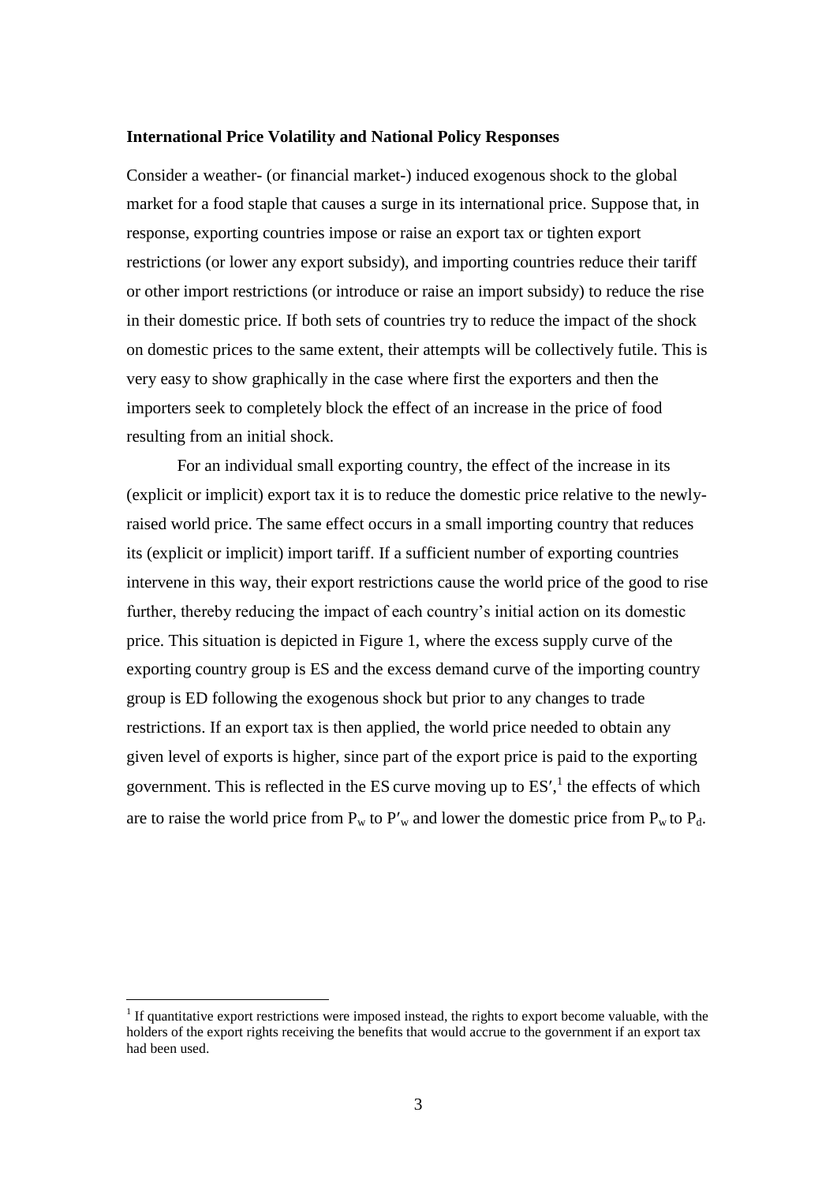**International Price Volatility and National Policy Responses**

Consider a weather- (or financial market-) induced exogenous shock to the global market for a food staple that causes a surge in its international price. Suppose that, in response, exporting countries impose or raise an export tax or tighten export restrictions (or lower any export subsidy), and importing countries reduce their tariff or other import restrictions (or introduce or raise an import subsidy) to reduce the rise in their domestic price. If both sets of countries try to reduce the impact of the shock on domestic prices to the same extent, their attempts will be collectively futile. This is very easy to show graphically in the case where first the exporters and then the importers seek to completely block the effect of an increase in the price of food resulting from an initial shock.

For an individual small exporting country, the effect of the increase in its (explicit or implicit) export tax it is to reduce the domestic price relative to the newly-raised world price. The same effect occurs in a small importing country that reduces its (explicit or implicit) import tariff. If a sufficient number of exporting countries intervene in this way, their export restrictions cause the world price of the good to rise further, thereby reducing the impact of each country's initial action on its domestic price. This situation is depicted in Figure 1, where the excess supply curve of the exporting country group is ES and the excess demand curve of the importing country group is ED following the exogenous shock but prior to any changes to trade restrictions. If an export tax is then applied, the world price needed to obtain any given level of exports is higher, since part of the export price is paid to the exporting government. This is reflected in the ES curve moving up to ES′,[1] the effects of which are to raise the world price from $P_w$ to $P'_w$ and lower the domestic price from $P_w$ to $P_d$.

[1] If quantitative export restrictions were imposed instead, the rights to export become valuable, with the holders of the export rights receiving the benefits that would accrue to the government if an export tax had been used.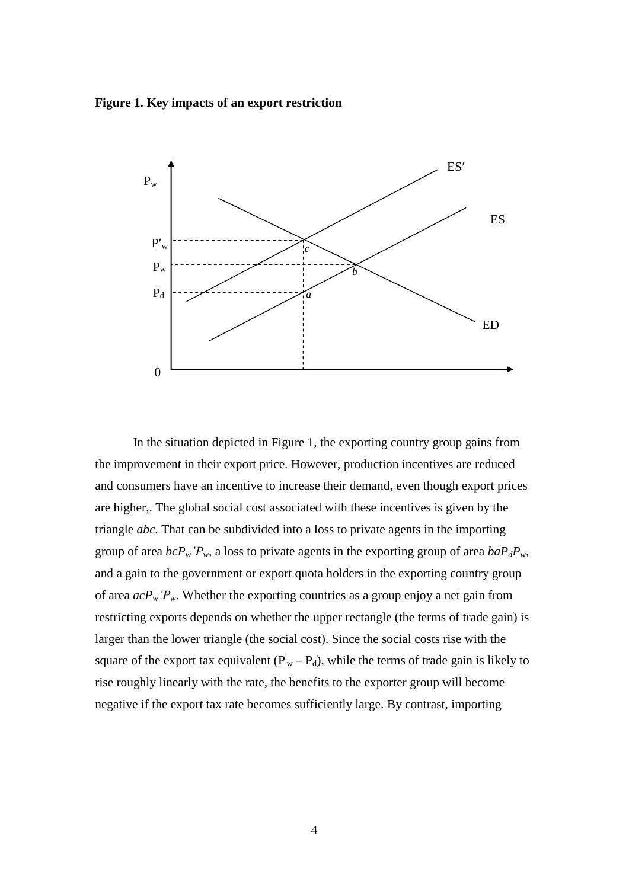**Figure 1. Key impacts of an export restriction**

In the situation depicted in Figure 1, the exporting country group gains from the improvement in their export price. However, production incentives are reduced and consumers have an incentive to increase their demand, even though export prices are higher,. The global social cost associated with these incentives is given by the triangle *abc.* That can be subdivided into a loss to private agents in the importing group of area $bcP_w'P_w$, a loss to private agents in the exporting group of area $baP_dP_w$, and a gain to the government or export quota holders in the exporting country group of area $acP_w'P_w$. Whether the exporting countries as a group enjoy a net gain from restricting exports depends on whether the upper rectangle (the terms of trade gain) is larger than the lower triangle (the social cost). Since the social costs rise with the square of the export tax equivalent ($P'_w - P_d$), while the terms of trade gain is likely to rise roughly linearly with the rate, the benefits to the exporter group will become negative if the export tax rate becomes sufficiently large. By contrast, importing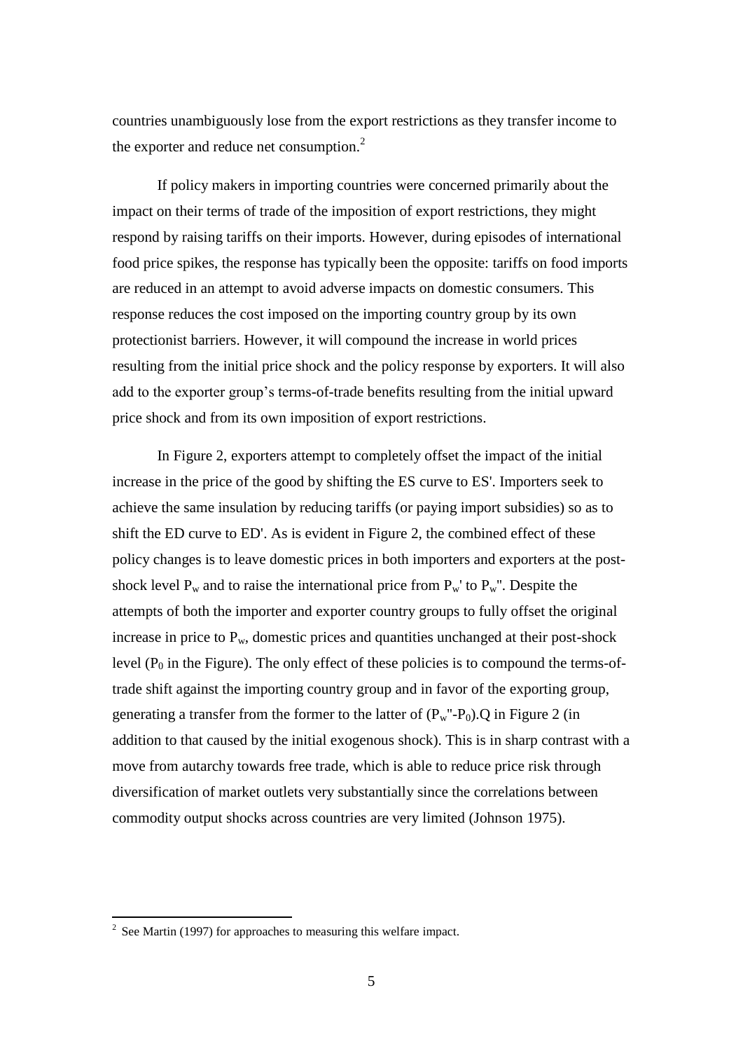countries unambiguously lose from the export restrictions as they transfer income to the exporter and reduce net consumption.[2]

If policy makers in importing countries were concerned primarily about the impact on their terms of trade of the imposition of export restrictions, they might respond by raising tariffs on their imports. However, during episodes of international food price spikes, the response has typically been the opposite: tariffs on food imports are reduced in an attempt to avoid adverse impacts on domestic consumers. This response reduces the cost imposed on the importing country group by its own protectionist barriers. However, it will compound the increase in world prices resulting from the initial price shock and the policy response by exporters. It will also add to the exporter group's terms-of-trade benefits resulting from the initial upward price shock and from its own imposition of export restrictions.

In Figure 2, exporters attempt to completely offset the impact of the initial increase in the price of the good by shifting the ES curve to ES'. Importers seek to achieve the same insulation by reducing tariffs (or paying import subsidies) so as to shift the ED curve to ED'. As is evident in Figure 2, the combined effect of these policy changes is to leave domestic prices in both importers and exporters at the post-shock level $P_w$ and to raise the international price from $P_w'$ to $P_w''$. Despite the attempts of both the importer and exporter country groups to fully offset the original increase in price to $P_w$, domestic prices and quantities unchanged at their post-shock level ($P_0$ in the Figure). The only effect of these policies is to compound the terms-of-trade shift against the importing country group and in favor of the exporting group, generating a transfer from the former to the latter of $(P_w''-P_0).Q$ in Figure 2 (in addition to that caused by the initial exogenous shock). This is in sharp contrast with a move from autarchy towards free trade, which is able to reduce price risk through diversification of market outlets very substantially since the correlations between commodity output shocks across countries are very limited (Johnson 1975).

[2] See Martin (1997) for approaches to measuring this welfare impact.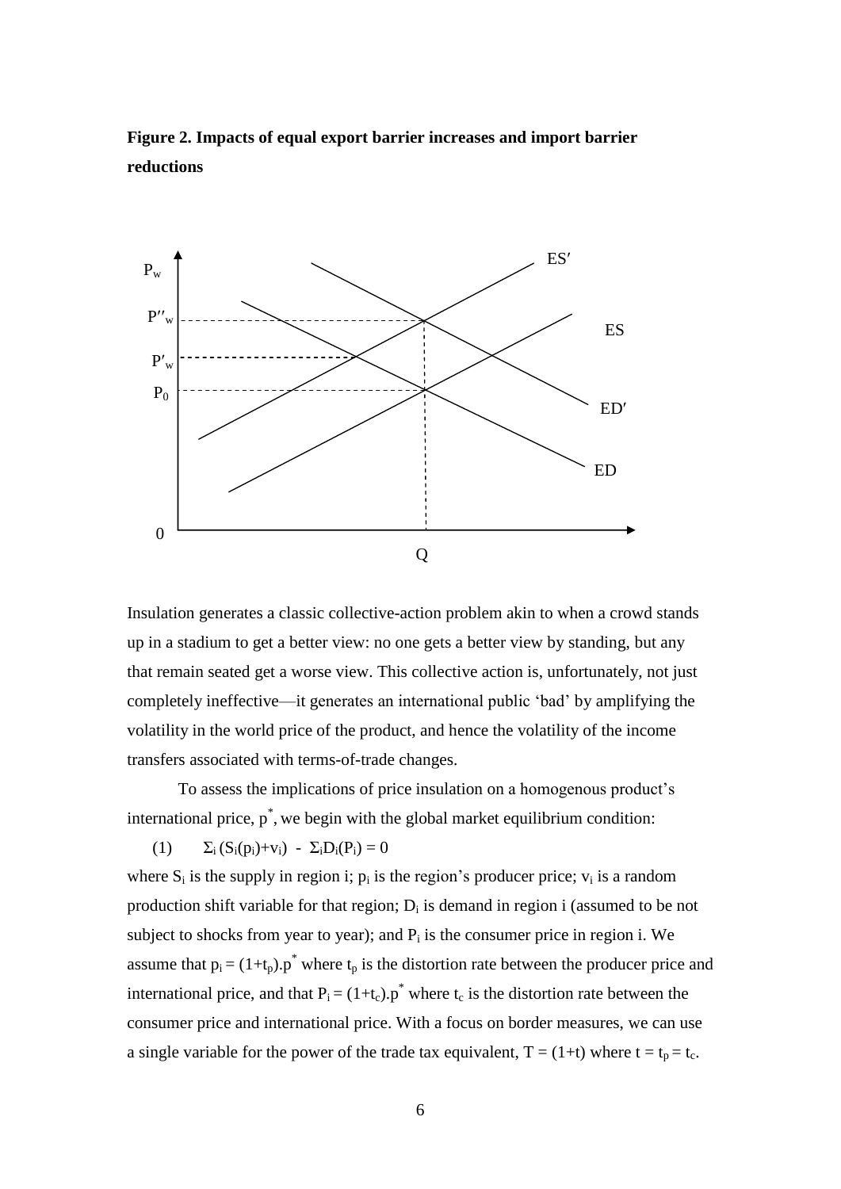**Figure 2. Impacts of equal export barrier increases and import barrier reductions**

Insulation generates a classic collective-action problem akin to when a crowd stands up in a stadium to get a better view: no one gets a better view by standing, but any that remain seated get a worse view. This collective action is, unfortunately, not just completely ineffective—it generates an international public 'bad' by amplifying the volatility in the world price of the product, and hence the volatility of the income transfers associated with terms-of-trade changes.

To assess the implications of price insulation on a homogenous product's international price, $p^*$, we begin with the global market equilibrium condition:

$$(1) \qquad \Sigma_i (S_i(p_i)+v_i) \; - \; \Sigma_i D_i(P_i) = 0$$

where $S_i$ is the supply in region i; $p_i$ is the region's producer price; $v_i$ is a random production shift variable for that region; $D_i$ is demand in region i (assumed to be not subject to shocks from year to year); and $P_i$ is the consumer price in region i. We assume that $p_i = (1+t_p).p^*$ where $t_p$ is the distortion rate between the producer price and international price, and that $P_i = (1+t_c).p^*$ where $t_c$ is the distortion rate between the consumer price and international price. With a focus on border measures, we can use a single variable for the power of the trade tax equivalent, $T = (1+t)$ where $t = t_p = t_c$.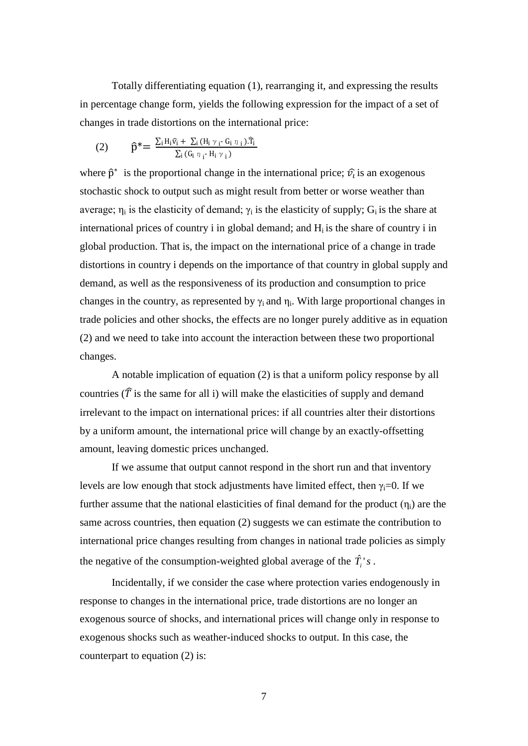Totally differentiating equation (1), rearranging it, and expressing the results in percentage change form, yields the following expression for the impact of a set of changes in trade distortions on the international price:

$$(2) \qquad \hat{p}^* = \frac{\sum_i H_i \hat{v}_i + \sum_i (H_i \gamma_i - G_i \eta_i).\hat{T}_i}{\sum_i (G_i \eta_i - H_i \gamma_i)}$$

where $\hat{p}^*$ is the proportional change in the international price; $\hat{v}_i$ is an exogenous stochastic shock to output such as might result from better or worse weather than average; $\eta_i$ is the elasticity of demand; $\gamma_i$ is the elasticity of supply; $G_i$ is the share at international prices of country i in global demand; and $H_i$ is the share of country i in global production. That is, the impact on the international price of a change in trade distortions in country i depends on the importance of that country in global supply and demand, as well as the responsiveness of its production and consumption to price changes in the country, as represented by $\gamma_i$ and $\eta_i$. With large proportional changes in trade policies and other shocks, the effects are no longer purely additive as in equation (2) and we need to take into account the interaction between these two proportional changes.

A notable implication of equation (2) is that a uniform policy response by all countries ($\hat{T}$ is the same for all i) will make the elasticities of supply and demand irrelevant to the impact on international prices: if all countries alter their distortions by a uniform amount, the international price will change by an exactly-offsetting amount, leaving domestic prices unchanged.

If we assume that output cannot respond in the short run and that inventory levels are low enough that stock adjustments have limited effect, then $\gamma_i$=0. If we further assume that the national elasticities of final demand for the product ($\eta_i$) are the same across countries, then equation (2) suggests we can estimate the contribution to international price changes resulting from changes in national trade policies as simply the negative of the consumption-weighted global average of the $\hat{T}_i$'s.

Incidentally, if we consider the case where protection varies endogenously in response to changes in the international price, trade distortions are no longer an exogenous source of shocks, and international prices will change only in response to exogenous shocks such as weather-induced shocks to output. In this case, the counterpart to equation (2) is: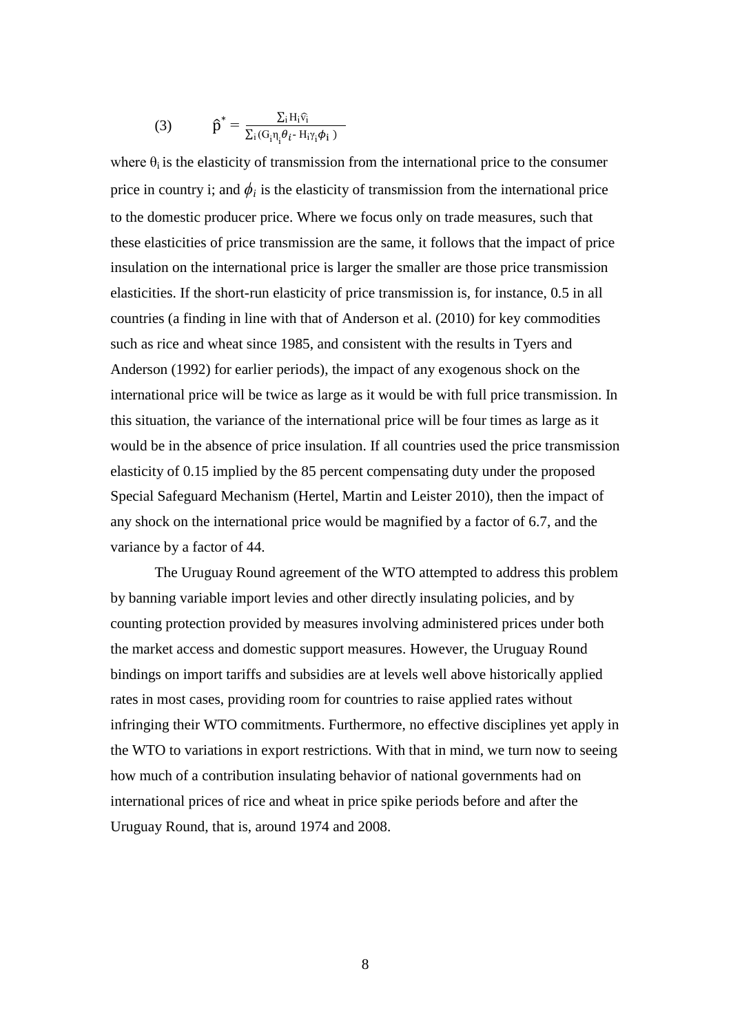$$(3) \qquad \hat{p}^* = \frac{\sum_i H_i \hat{v}_i}{\sum_i (G_i \eta_i \theta_i - H_i \gamma_i \phi_i)}$$

where $\theta_i$ is the elasticity of transmission from the international price to the consumer price in country i; and $\phi_i$ is the elasticity of transmission from the international price to the domestic producer price. Where we focus only on trade measures, such that these elasticities of price transmission are the same, it follows that the impact of price insulation on the international price is larger the smaller are those price transmission elasticities. If the short-run elasticity of price transmission is, for instance, 0.5 in all countries (a finding in line with that of Anderson et al. (2010) for key commodities such as rice and wheat since 1985, and consistent with the results in Tyers and Anderson (1992) for earlier periods), the impact of any exogenous shock on the international price will be twice as large as it would be with full price transmission. In this situation, the variance of the international price will be four times as large as it would be in the absence of price insulation. If all countries used the price transmission elasticity of 0.15 implied by the 85 percent compensating duty under the proposed Special Safeguard Mechanism (Hertel, Martin and Leister 2010), then the impact of any shock on the international price would be magnified by a factor of 6.7, and the variance by a factor of 44.

The Uruguay Round agreement of the WTO attempted to address this problem by banning variable import levies and other directly insulating policies, and by counting protection provided by measures involving administered prices under both the market access and domestic support measures. However, the Uruguay Round bindings on import tariffs and subsidies are at levels well above historically applied rates in most cases, providing room for countries to raise applied rates without infringing their WTO commitments. Furthermore, no effective disciplines yet apply in the WTO to variations in export restrictions. With that in mind, we turn now to seeing how much of a contribution insulating behavior of national governments had on international prices of rice and wheat in price spike periods before and after the Uruguay Round, that is, around 1974 and 2008.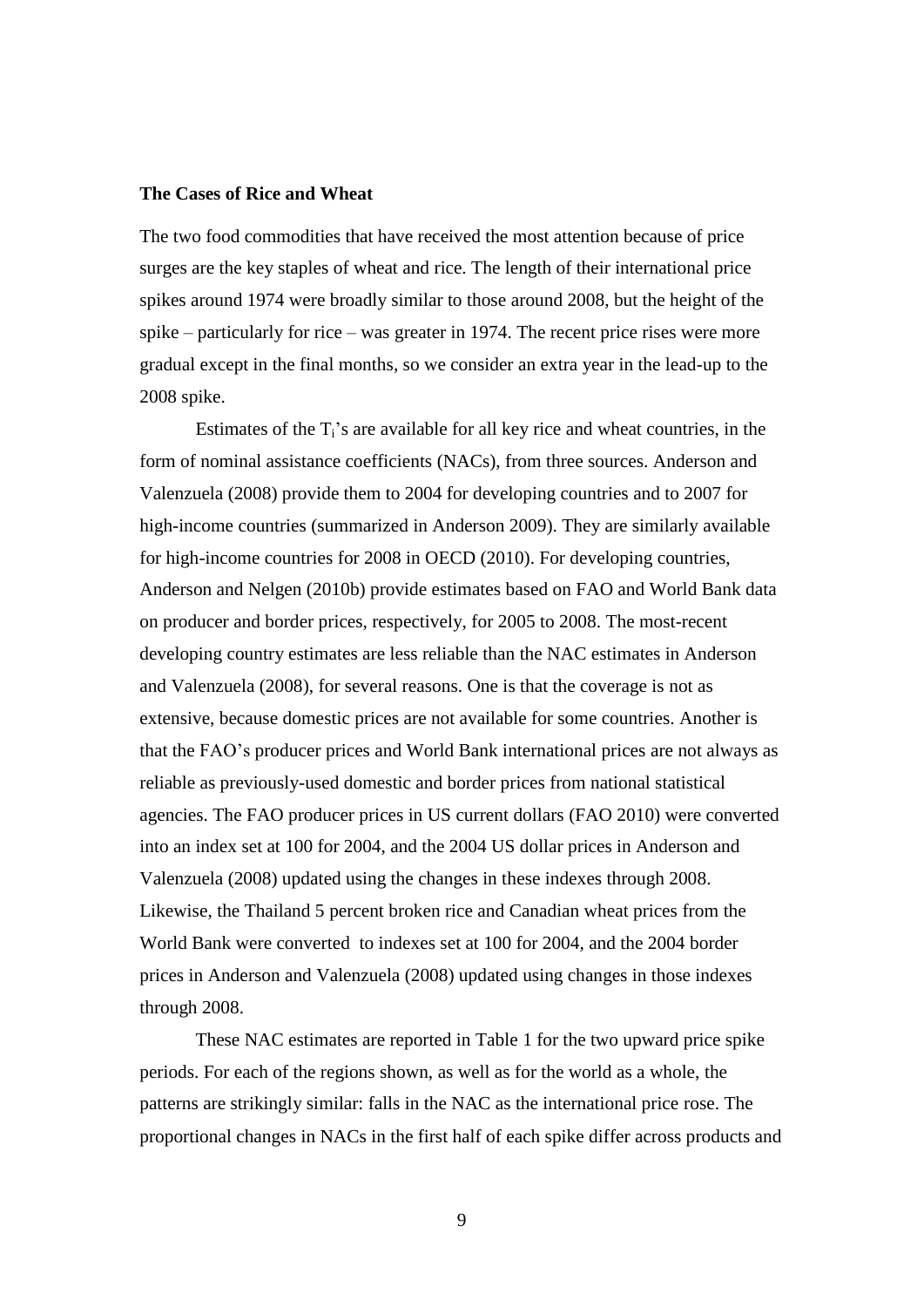**The Cases of Rice and Wheat**

The two food commodities that have received the most attention because of price surges are the key staples of wheat and rice. The length of their international price spikes around 1974 were broadly similar to those around 2008, but the height of the spike – particularly for rice – was greater in 1974. The recent price rises were more gradual except in the final months, so we consider an extra year in the lead-up to the 2008 spike.

Estimates of the $T_i$'s are available for all key rice and wheat countries, in the form of nominal assistance coefficients (NACs), from three sources. Anderson and Valenzuela (2008) provide them to 2004 for developing countries and to 2007 for high-income countries (summarized in Anderson 2009). They are similarly available for high-income countries for 2008 in OECD (2010). For developing countries, Anderson and Nelgen (2010b) provide estimates based on FAO and World Bank data on producer and border prices, respectively, for 2005 to 2008. The most-recent developing country estimates are less reliable than the NAC estimates in Anderson and Valenzuela (2008), for several reasons. One is that the coverage is not as extensive, because domestic prices are not available for some countries. Another is that the FAO's producer prices and World Bank international prices are not always as reliable as previously-used domestic and border prices from national statistical agencies. The FAO producer prices in US current dollars (FAO 2010) were converted into an index set at 100 for 2004, and the 2004 US dollar prices in Anderson and Valenzuela (2008) updated using the changes in these indexes through 2008. Likewise, the Thailand 5 percent broken rice and Canadian wheat prices from the World Bank were converted to indexes set at 100 for 2004, and the 2004 border prices in Anderson and Valenzuela (2008) updated using changes in those indexes through 2008.

These NAC estimates are reported in Table 1 for the two upward price spike periods. For each of the regions shown, as well as for the world as a whole, the patterns are strikingly similar: falls in the NAC as the international price rose. The proportional changes in NACs in the first half of each spike differ across products and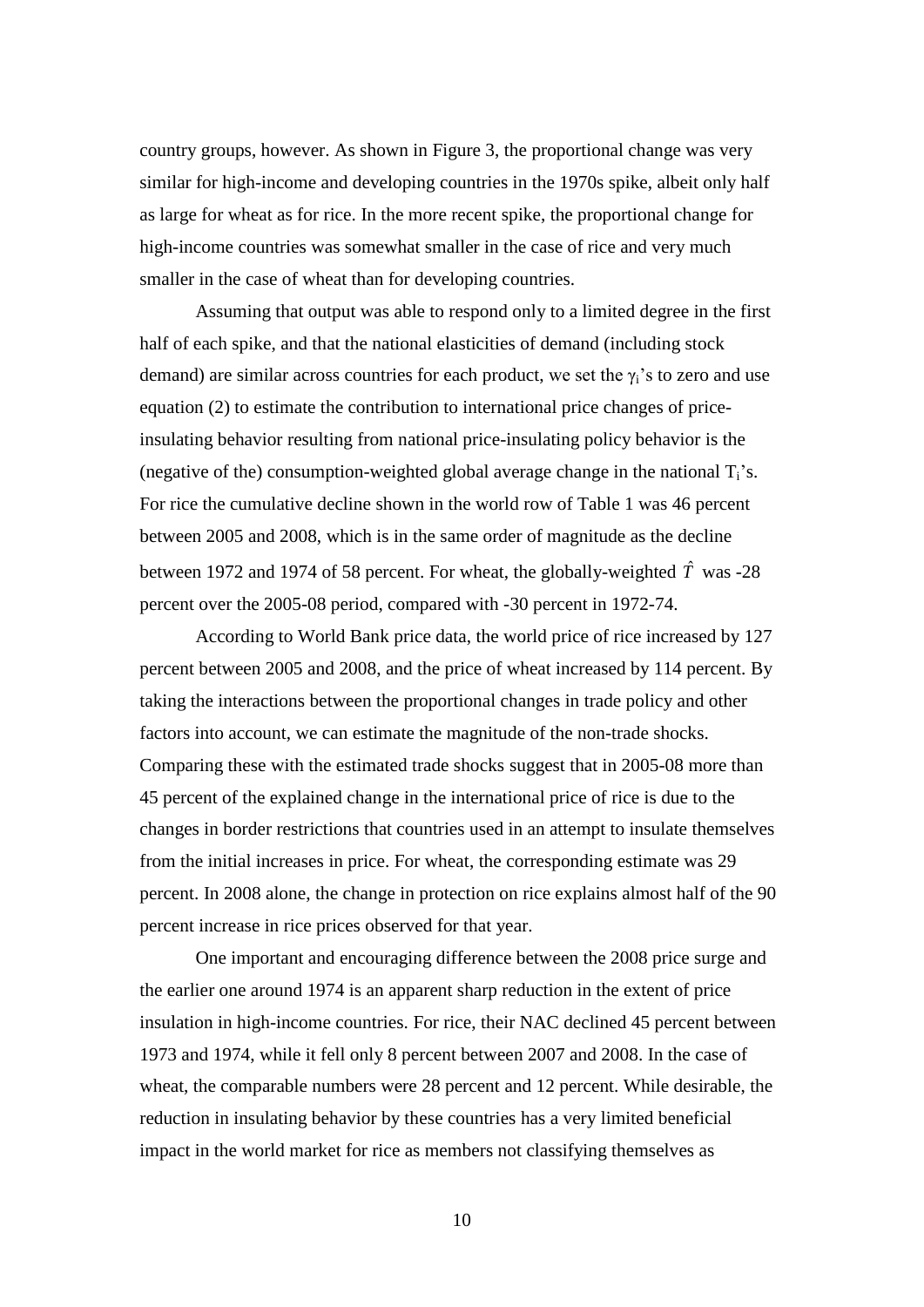country groups, however. As shown in Figure 3, the proportional change was very similar for high-income and developing countries in the 1970s spike, albeit only half as large for wheat as for rice. In the more recent spike, the proportional change for high-income countries was somewhat smaller in the case of rice and very much smaller in the case of wheat than for developing countries.

Assuming that output was able to respond only to a limited degree in the first half of each spike, and that the national elasticities of demand (including stock demand) are similar across countries for each product, we set the $\gamma_i$'s to zero and use equation (2) to estimate the contribution to international price changes of price-insulating behavior resulting from national price-insulating policy behavior is the (negative of the) consumption-weighted global average change in the national $T_i$'s. For rice the cumulative decline shown in the world row of Table 1 was 46 percent between 2005 and 2008, which is in the same order of magnitude as the decline between 1972 and 1974 of 58 percent. For wheat, the globally-weighted $\hat{T}$ was -28 percent over the 2005-08 period, compared with -30 percent in 1972-74.

According to World Bank price data, the world price of rice increased by 127 percent between 2005 and 2008, and the price of wheat increased by 114 percent. By taking the interactions between the proportional changes in trade policy and other factors into account, we can estimate the magnitude of the non-trade shocks. Comparing these with the estimated trade shocks suggest that in 2005-08 more than 45 percent of the explained change in the international price of rice is due to the changes in border restrictions that countries used in an attempt to insulate themselves from the initial increases in price. For wheat, the corresponding estimate was 29 percent. In 2008 alone, the change in protection on rice explains almost half of the 90 percent increase in rice prices observed for that year.

One important and encouraging difference between the 2008 price surge and the earlier one around 1974 is an apparent sharp reduction in the extent of price insulation in high-income countries. For rice, their NAC declined 45 percent between 1973 and 1974, while it fell only 8 percent between 2007 and 2008. In the case of wheat, the comparable numbers were 28 percent and 12 percent. While desirable, the reduction in insulating behavior by these countries has a very limited beneficial impact in the world market for rice as members not classifying themselves as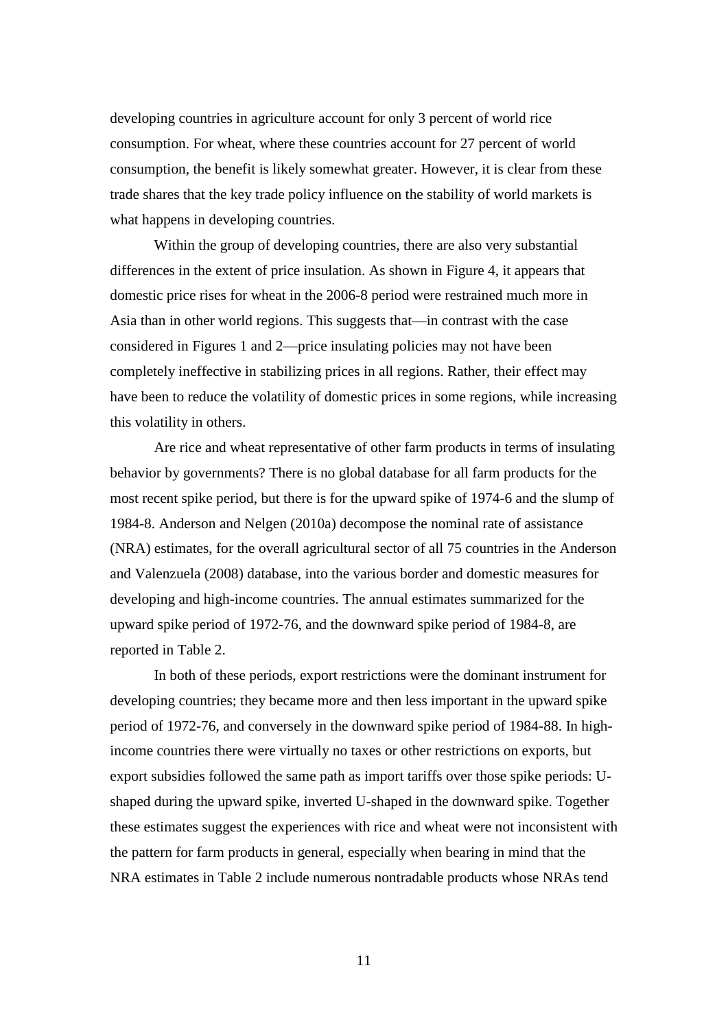developing countries in agriculture account for only 3 percent of world rice consumption. For wheat, where these countries account for 27 percent of world consumption, the benefit is likely somewhat greater. However, it is clear from these trade shares that the key trade policy influence on the stability of world markets is what happens in developing countries.

Within the group of developing countries, there are also very substantial differences in the extent of price insulation. As shown in Figure 4, it appears that domestic price rises for wheat in the 2006-8 period were restrained much more in Asia than in other world regions. This suggests that—in contrast with the case considered in Figures 1 and 2—price insulating policies may not have been completely ineffective in stabilizing prices in all regions. Rather, their effect may have been to reduce the volatility of domestic prices in some regions, while increasing this volatility in others.

Are rice and wheat representative of other farm products in terms of insulating behavior by governments? There is no global database for all farm products for the most recent spike period, but there is for the upward spike of 1974-6 and the slump of 1984-8. Anderson and Nelgen (2010a) decompose the nominal rate of assistance (NRA) estimates, for the overall agricultural sector of all 75 countries in the Anderson and Valenzuela (2008) database, into the various border and domestic measures for developing and high-income countries. The annual estimates summarized for the upward spike period of 1972-76, and the downward spike period of 1984-8, are reported in Table 2.

In both of these periods, export restrictions were the dominant instrument for developing countries; they became more and then less important in the upward spike period of 1972-76, and conversely in the downward spike period of 1984-88. In high-income countries there were virtually no taxes or other restrictions on exports, but export subsidies followed the same path as import tariffs over those spike periods: U-shaped during the upward spike, inverted U-shaped in the downward spike. Together these estimates suggest the experiences with rice and wheat were not inconsistent with the pattern for farm products in general, especially when bearing in mind that the NRA estimates in Table 2 include numerous nontradable products whose NRAs tend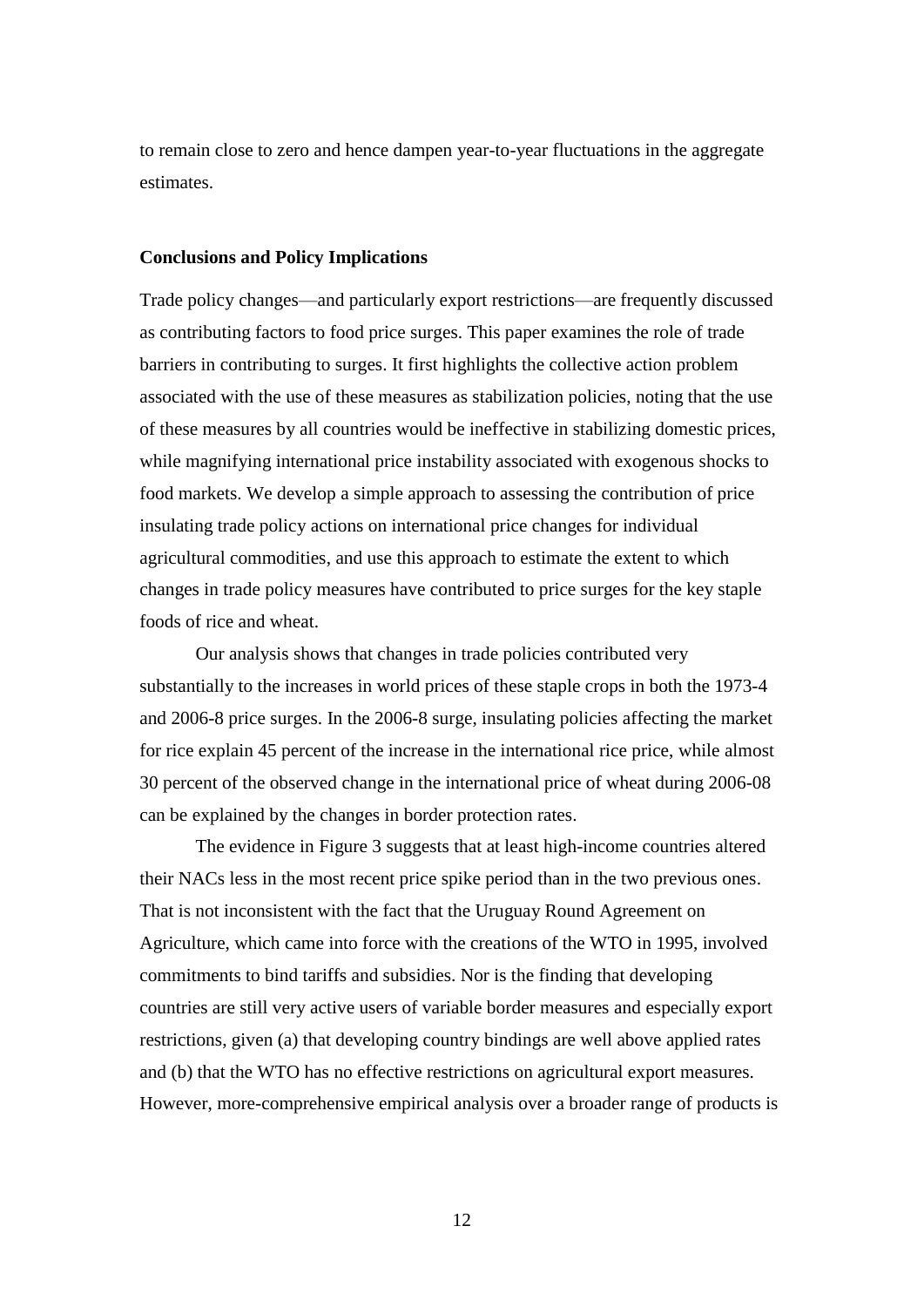to remain close to zero and hence dampen year-to-year fluctuations in the aggregate estimates.

## Conclusions and Policy Implications

Trade policy changes—and particularly export restrictions—are frequently discussed as contributing factors to food price surges. This paper examines the role of trade barriers in contributing to surges. It first highlights the collective action problem associated with the use of these measures as stabilization policies, noting that the use of these measures by all countries would be ineffective in stabilizing domestic prices, while magnifying international price instability associated with exogenous shocks to food markets. We develop a simple approach to assessing the contribution of price insulating trade policy actions on international price changes for individual agricultural commodities, and use this approach to estimate the extent to which changes in trade policy measures have contributed to price surges for the key staple foods of rice and wheat.

Our analysis shows that changes in trade policies contributed very substantially to the increases in world prices of these staple crops in both the 1973-4 and 2006-8 price surges. In the 2006-8 surge, insulating policies affecting the market for rice explain 45 percent of the increase in the international rice price, while almost 30 percent of the observed change in the international price of wheat during 2006-08 can be explained by the changes in border protection rates.

The evidence in Figure 3 suggests that at least high-income countries altered their NACs less in the most recent price spike period than in the two previous ones. That is not inconsistent with the fact that the Uruguay Round Agreement on Agriculture, which came into force with the creations of the WTO in 1995, involved commitments to bind tariffs and subsidies. Nor is the finding that developing countries are still very active users of variable border measures and especially export restrictions, given (a) that developing country bindings are well above applied rates and (b) that the WTO has no effective restrictions on agricultural export measures. However, more-comprehensive empirical analysis over a broader range of products is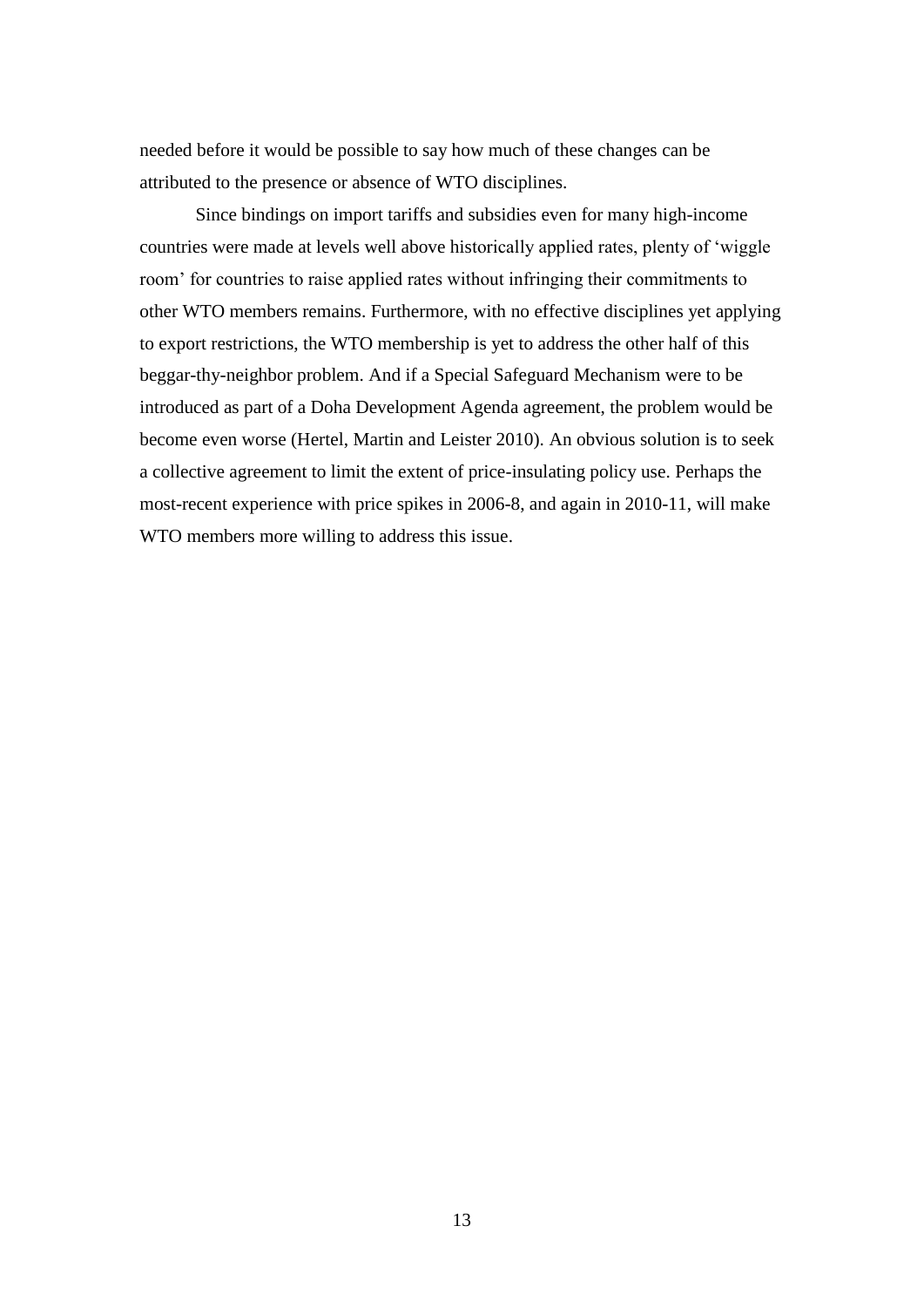needed before it would be possible to say how much of these changes can be attributed to the presence or absence of WTO disciplines.

Since bindings on import tariffs and subsidies even for many high-income countries were made at levels well above historically applied rates, plenty of 'wiggle room' for countries to raise applied rates without infringing their commitments to other WTO members remains. Furthermore, with no effective disciplines yet applying to export restrictions, the WTO membership is yet to address the other half of this beggar-thy-neighbor problem. And if a Special Safeguard Mechanism were to be introduced as part of a Doha Development Agenda agreement, the problem would be become even worse (Hertel, Martin and Leister 2010). An obvious solution is to seek a collective agreement to limit the extent of price-insulating policy use. Perhaps the most-recent experience with price spikes in 2006-8, and again in 2010-11, will make WTO members more willing to address this issue.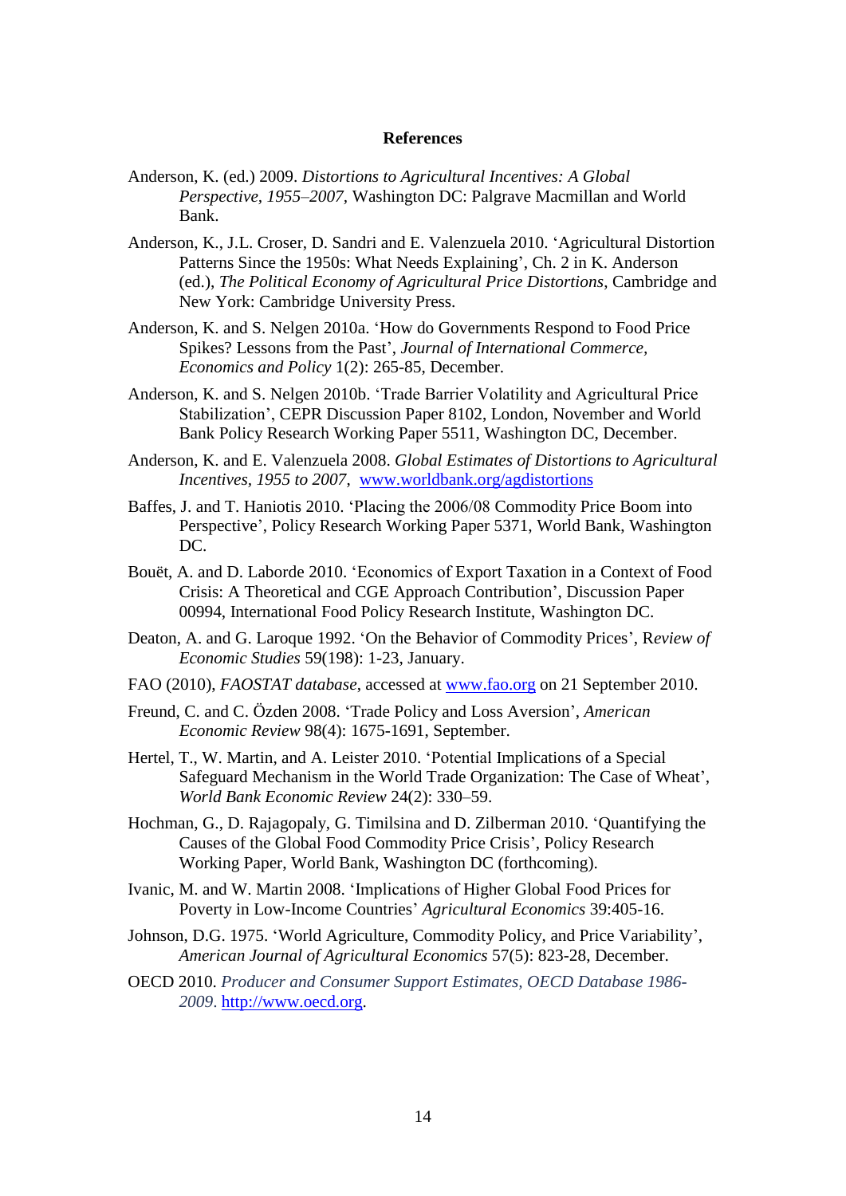## References

Anderson, K. (ed.) 2009. *Distortions to Agricultural Incentives: A Global Perspective, 1955–2007*, Washington DC: Palgrave Macmillan and World Bank.

Anderson, K., J.L. Croser, D. Sandri and E. Valenzuela 2010. 'Agricultural Distortion Patterns Since the 1950s: What Needs Explaining', Ch. 2 in K. Anderson (ed.), *The Political Economy of Agricultural Price Distortions*, Cambridge and New York: Cambridge University Press.

Anderson, K. and S. Nelgen 2010a. 'How do Governments Respond to Food Price Spikes? Lessons from the Past', *Journal of International Commerce, Economics and Policy* 1(2): 265-85, December.

Anderson, K. and S. Nelgen 2010b. 'Trade Barrier Volatility and Agricultural Price Stabilization', CEPR Discussion Paper 8102, London, November and World Bank Policy Research Working Paper 5511, Washington DC, December.

Anderson, K. and E. Valenzuela 2008. *Global Estimates of Distortions to Agricultural Incentives, 1955 to 2007*, www.worldbank.org/agdistortions

Baffes, J. and T. Haniotis 2010. 'Placing the 2006/08 Commodity Price Boom into Perspective', Policy Research Working Paper 5371, World Bank, Washington DC.

Bouët, A. and D. Laborde 2010. 'Economics of Export Taxation in a Context of Food Crisis: A Theoretical and CGE Approach Contribution', Discussion Paper 00994, International Food Policy Research Institute, Washington DC.

Deaton, A. and G. Laroque 1992. 'On the Behavior of Commodity Prices', R*eview of Economic Studies* 59(198): 1-23, January.

FAO (2010), *FAOSTAT database*, accessed at www.fao.org on 21 September 2010.

Freund, C. and C. Özden 2008. 'Trade Policy and Loss Aversion', *American Economic Review* 98(4): 1675-1691, September.

Hertel, T., W. Martin, and A. Leister 2010. 'Potential Implications of a Special Safeguard Mechanism in the World Trade Organization: The Case of Wheat', *World Bank Economic Review* 24(2): 330–59.

Hochman, G., D. Rajagopaly, G. Timilsina and D. Zilberman 2010. 'Quantifying the Causes of the Global Food Commodity Price Crisis', Policy Research Working Paper, World Bank, Washington DC (forthcoming).

Ivanic, M. and W. Martin 2008. 'Implications of Higher Global Food Prices for Poverty in Low-Income Countries' *Agricultural Economics* 39:405-16.

Johnson, D.G. 1975. 'World Agriculture, Commodity Policy, and Price Variability', *American Journal of Agricultural Economics* 57(5): 823-28, December.

OECD 2010. *Producer and Consumer Support Estimates, OECD Database 1986-2009*. http://www.oecd.org.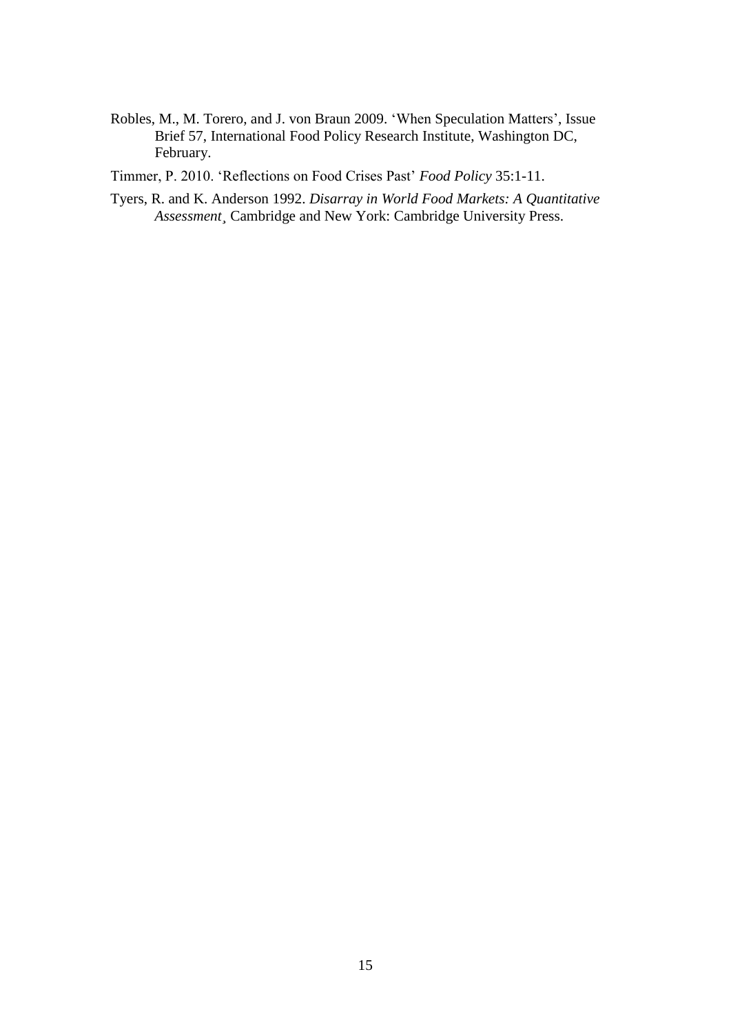Robles, M., M. Torero, and J. von Braun 2009. 'When Speculation Matters', Issue Brief 57, International Food Policy Research Institute, Washington DC, February.

Timmer, P. 2010. 'Reflections on Food Crises Past' *Food Policy* 35:1-11.

Tyers, R. and K. Anderson 1992. *Disarray in World Food Markets: A Quantitative Assessment*¸ Cambridge and New York: Cambridge University Press.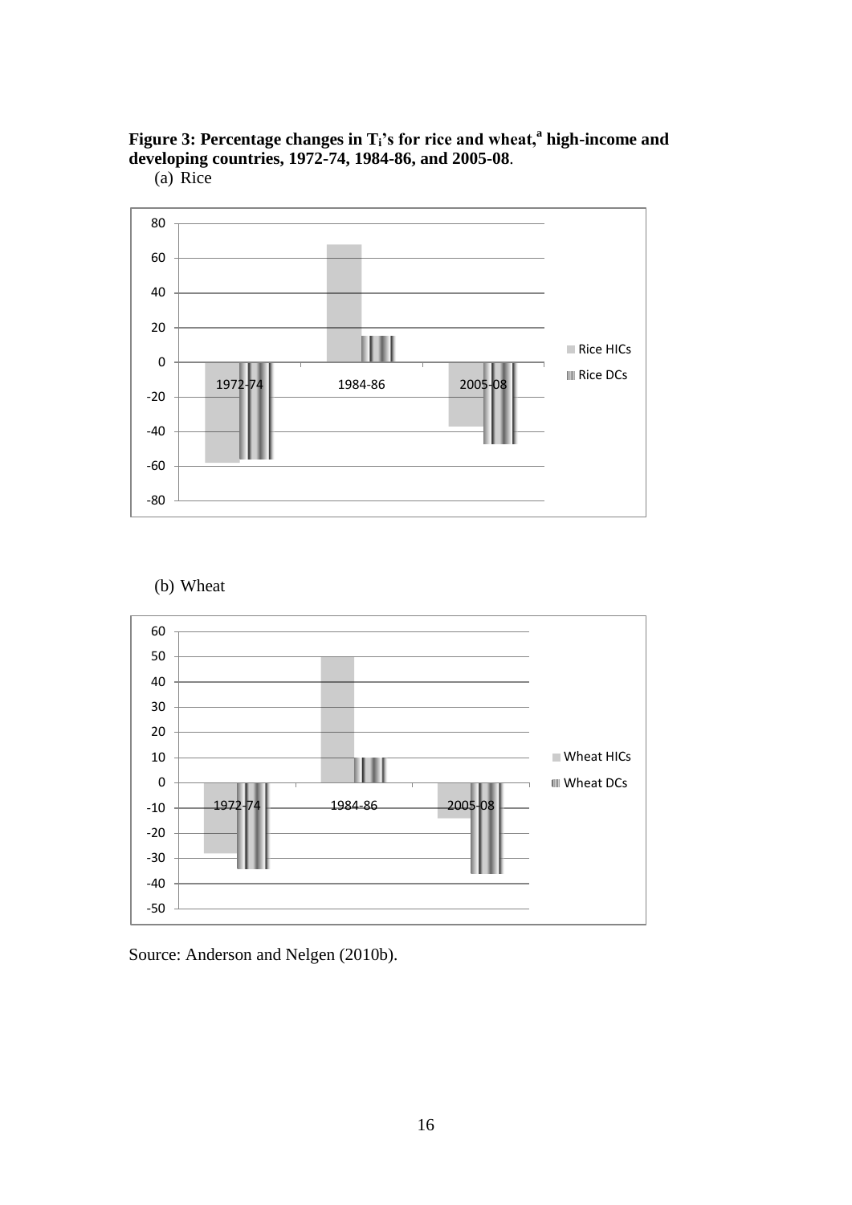**Figure 3: Percentage changes in $T_i$'s for rice and wheat,[a] high-income and developing countries, 1972-74, 1984-86, and 2005-08**.

(a) Rice

(b) Wheat

Source: Anderson and Nelgen (2010b).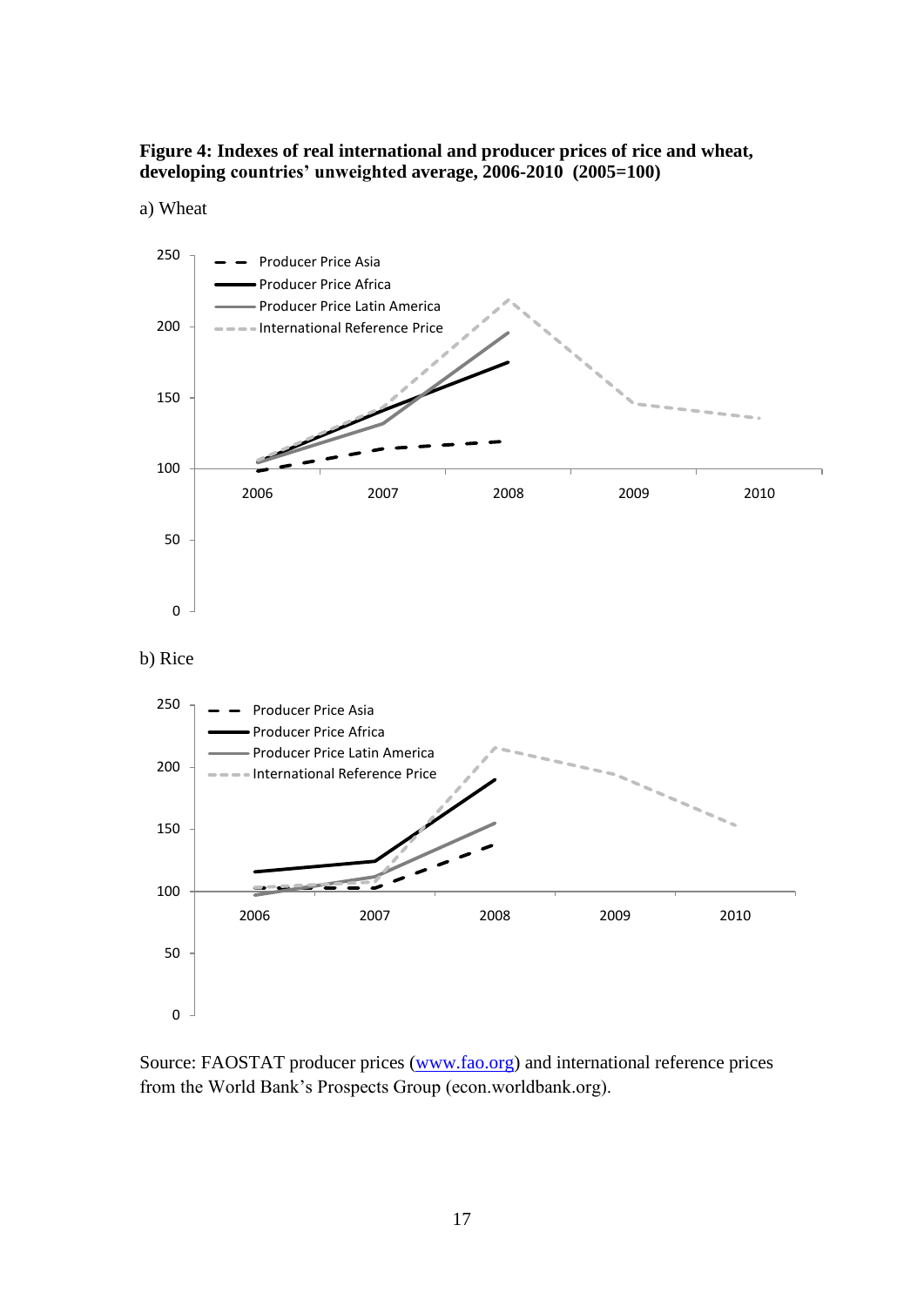**Figure 4: Indexes of real international and producer prices of rice and wheat, developing countries' unweighted average, 2006-2010 (2005=100)**

a) Wheat

b) Rice

Source: FAOSTAT producer prices (www.fao.org) and international reference prices from the World Bank's Prospects Group (econ.worldbank.org).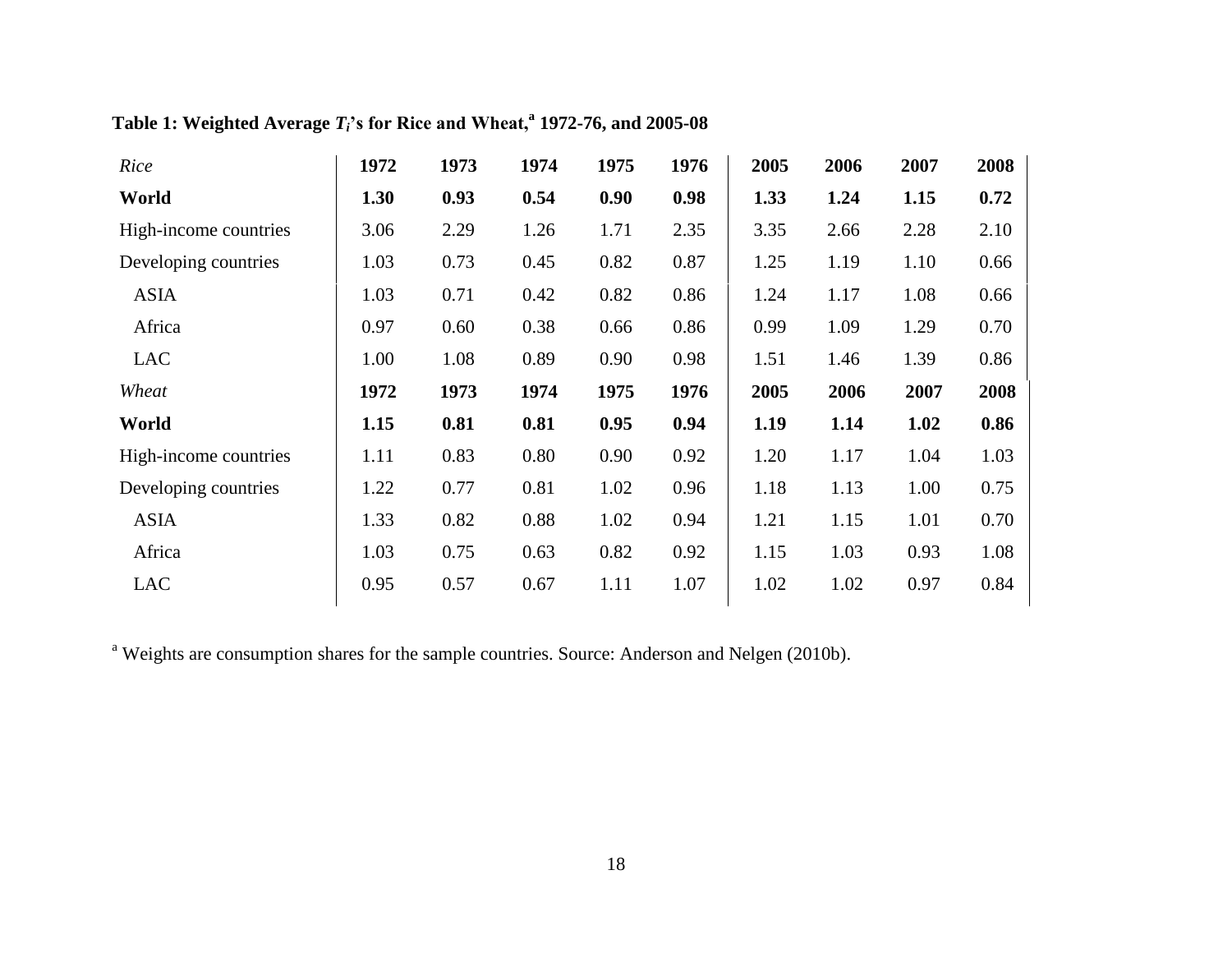**Table 1: Weighted Average $T_i$'s for Rice and Wheat,[a] 1972-76, and 2005-08**

| *Rice* | **1972** | **1973** | **1974** | **1975** | **1976** | **2005** | **2006** | **2007** | **2008** |
|---|---|---|---|---|---|---|---|---|---|
| **World** | **1.30** | **0.93** | **0.54** | **0.90** | **0.98** | **1.33** | **1.24** | **1.15** | **0.72** |
| High-income countries | 3.06 | 2.29 | 1.26 | 1.71 | 2.35 | 3.35 | 2.66 | 2.28 | 2.10 |
| Developing countries | 1.03 | 0.73 | 0.45 | 0.82 | 0.87 | 1.25 | 1.19 | 1.10 | 0.66 |
| ASIA | 1.03 | 0.71 | 0.42 | 0.82 | 0.86 | 1.24 | 1.17 | 1.08 | 0.66 |
| Africa | 0.97 | 0.60 | 0.38 | 0.66 | 0.86 | 0.99 | 1.09 | 1.29 | 0.70 |
| LAC | 1.00 | 1.08 | 0.89 | 0.90 | 0.98 | 1.51 | 1.46 | 1.39 | 0.86 |
| *Wheat* | **1972** | **1973** | **1974** | **1975** | **1976** | **2005** | **2006** | **2007** | **2008** |
| **World** | **1.15** | **0.81** | **0.81** | **0.95** | **0.94** | **1.19** | **1.14** | **1.02** | **0.86** |
| High-income countries | 1.11 | 0.83 | 0.80 | 0.90 | 0.92 | 1.20 | 1.17 | 1.04 | 1.03 |
| Developing countries | 1.22 | 0.77 | 0.81 | 1.02 | 0.96 | 1.18 | 1.13 | 1.00 | 0.75 |
| ASIA | 1.33 | 0.82 | 0.88 | 1.02 | 0.94 | 1.21 | 1.15 | 1.01 | 0.70 |
| Africa | 1.03 | 0.75 | 0.63 | 0.82 | 0.92 | 1.15 | 1.03 | 0.93 | 1.08 |
| LAC | 0.95 | 0.57 | 0.67 | 1.11 | 1.07 | 1.02 | 1.02 | 0.97 | 0.84 |

[a] Weights are consumption shares for the sample countries. Source: Anderson and Nelgen (2010b).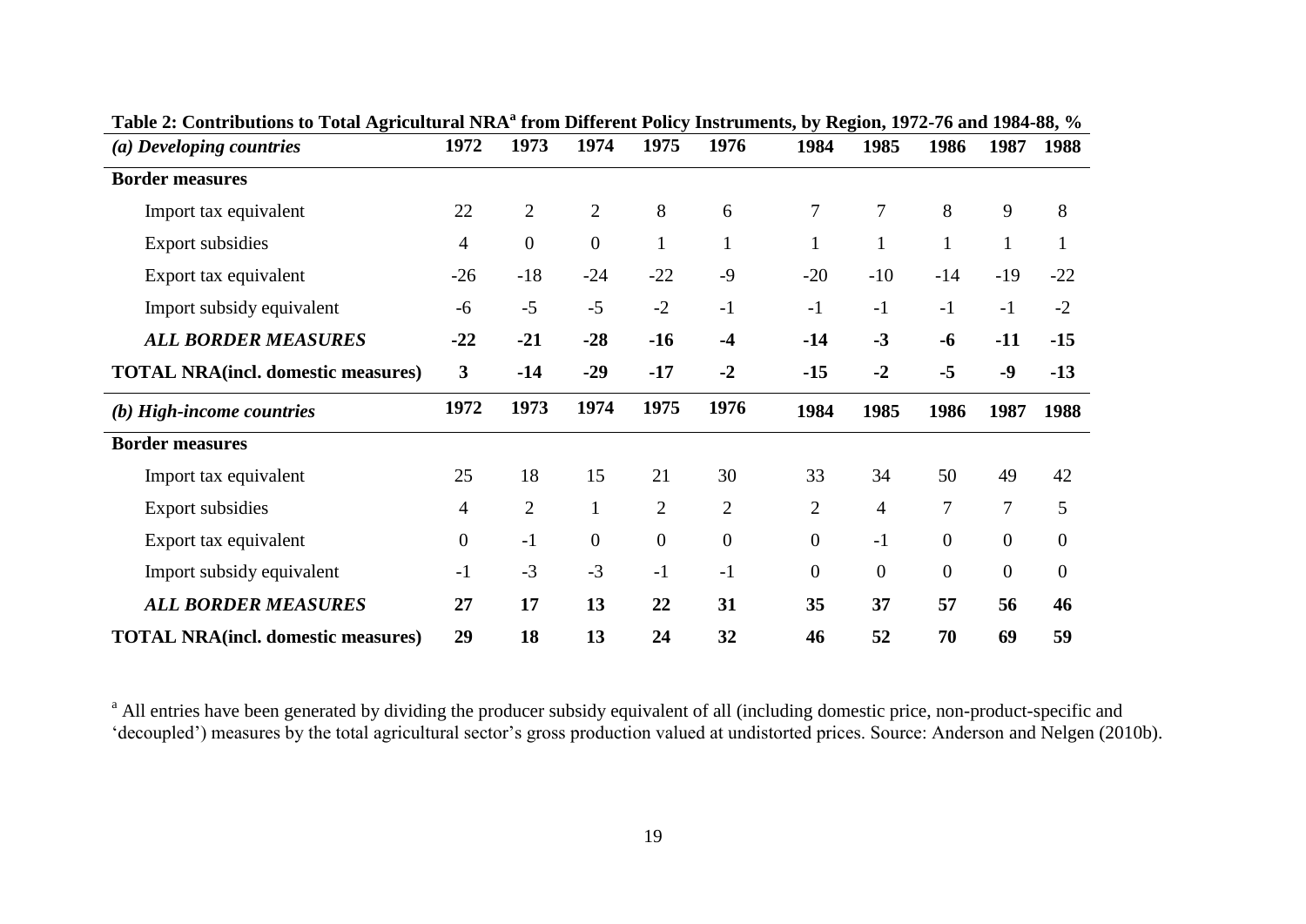**Table 2: Contributions to Total Agricultural NRA[a] from Different Policy Instruments, by Region, 1972-76 and 1984-88, %**

| *(a) Developing countries* | 1972 | 1973 | 1974 | 1975 | 1976 | 1984 | 1985 | 1986 | 1987 | 1988 |
|---|---|---|---|---|---|---|---|---|---|---|
| **Border measures** | | | | | | | | | | |
| Import tax equivalent | 22 | 2 | 2 | 8 | 6 | 7 | 7 | 8 | 9 | 8 |
| Export subsidies | 4 | 0 | 0 | 1 | 1 | 1 | 1 | 1 | 1 | 1 |
| Export tax equivalent | -26 | -18 | -24 | -22 | -9 | -20 | -10 | -14 | -19 | -22 |
| Import subsidy equivalent | -6 | -5 | -5 | -2 | -1 | -1 | -1 | -1 | -1 | -2 |
| ***ALL BORDER MEASURES*** | **-22** | **-21** | **-28** | **-16** | **-4** | **-14** | **-3** | **-6** | **-11** | **-15** |
| **TOTAL NRA(incl. domestic measures)** | **3** | **-14** | **-29** | **-17** | **-2** | **-15** | **-2** | **-5** | **-9** | **-13** |
| ***(b) High-income countries*** | **1972** | **1973** | **1974** | **1975** | **1976** | **1984** | **1985** | **1986** | **1987** | **1988** |
| **Border measures** | | | | | | | | | | |
| Import tax equivalent | 25 | 18 | 15 | 21 | 30 | 33 | 34 | 50 | 49 | 42 |
| Export subsidies | 4 | 2 | 1 | 2 | 2 | 2 | 4 | 7 | 7 | 5 |
| Export tax equivalent | 0 | -1 | 0 | 0 | 0 | 0 | -1 | 0 | 0 | 0 |
| Import subsidy equivalent | -1 | -3 | -3 | -1 | -1 | 0 | 0 | 0 | 0 | 0 |
| ***ALL BORDER MEASURES*** | **27** | **17** | **13** | **22** | **31** | **35** | **37** | **57** | **56** | **46** |
| **TOTAL NRA(incl. domestic measures)** | **29** | **18** | **13** | **24** | **32** | **46** | **52** | **70** | **69** | **59** |

[a] All entries have been generated by dividing the producer subsidy equivalent of all (including domestic price, non-product-specific and 'decoupled') measures by the total agricultural sector's gross production valued at undistorted prices. Source: Anderson and Nelgen (2010b).